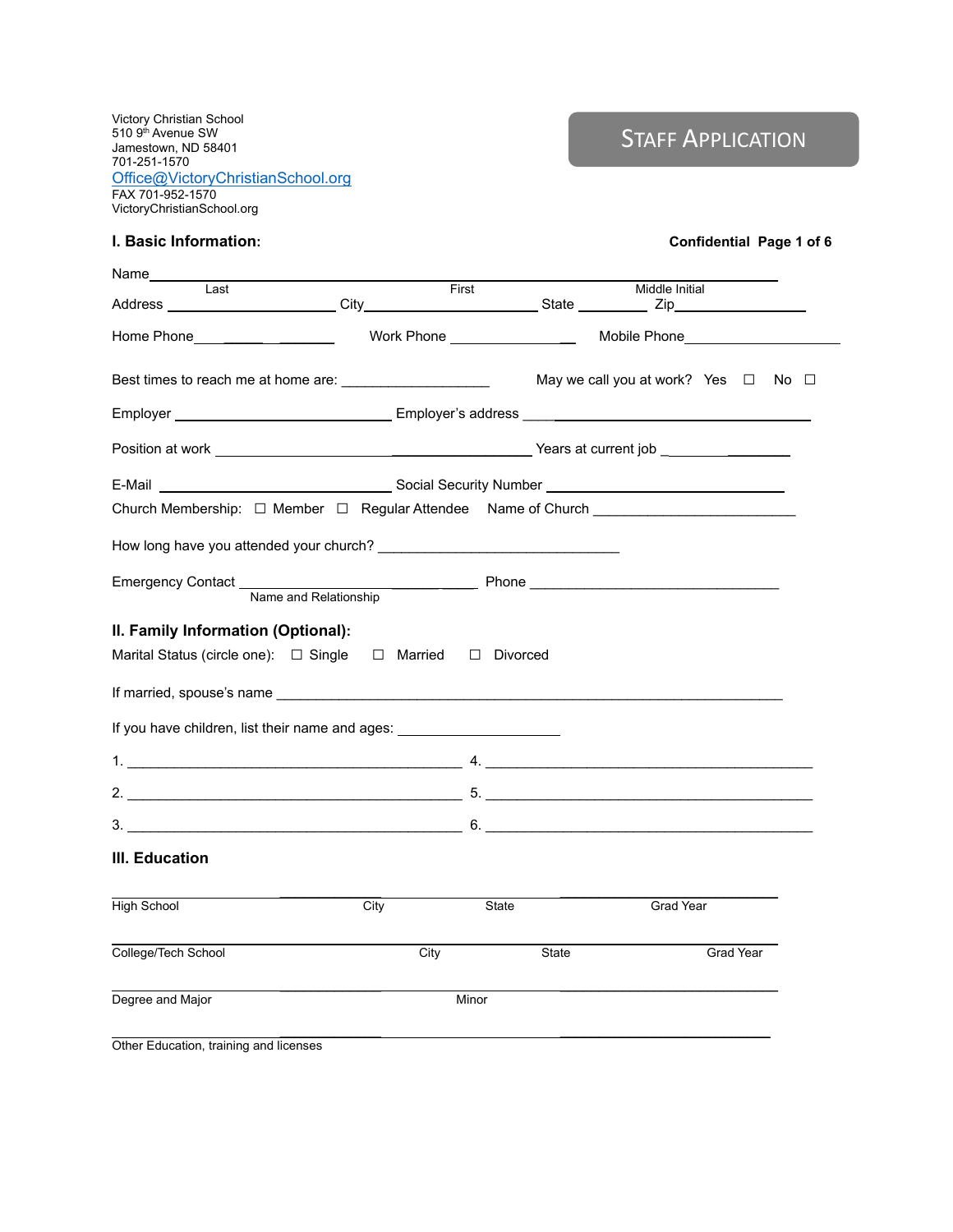Victory Christian School
510 9th Avenue SW
Jamestown, ND 58401
701-251-1570
Office@VictoryChristianSchool.org
FAX 701-952-1570
VictoryChristianSchool.org

# STAFF APPLICATION

## I. Basic Information:

**Confidential**

Name_______________________________________________________________
Last First Middle Initial

Address ____________________ City____________________ State __________ Zip______________

Home Phone______________ Work Phone ______________ Mobile Phone__________________

Best times to reach me at home are: __________________ May we call you at work? Yes ☐ No ☐

Employer ______________________________ Employer's address ______________________________

Position at work ______________________________________ Years at current job _______________

E-Mail ______________________________ Social Security Number ______________________________

Church Membership: ☐ Member ☐ Regular Attendee Name of Church ___________________________

How long have you attended your church? _______________________________

Emergency Contact ______________________________ Phone ______________________________
Name and Relationship

## II. Family Information (Optional):

Marital Status (circle one): ☐ Single ☐ Married ☐ Divorced

If married, spouse's name ________________________________________________________________

If you have children, list their name and ages: _____________________

1. ____________________________________________ 4. ____________________________________________
2. ____________________________________________ 5. ____________________________________________
3. ____________________________________________ 6. ____________________________________________

## III. Education

______________________________________________________________________________________
High School City State Grad Year

______________________________________________________________________________________
College/Tech School City State Grad Year

______________________________________________________________________________________
Degree and Major Minor

______________________________________________________________________________________
Other Education, training and licenses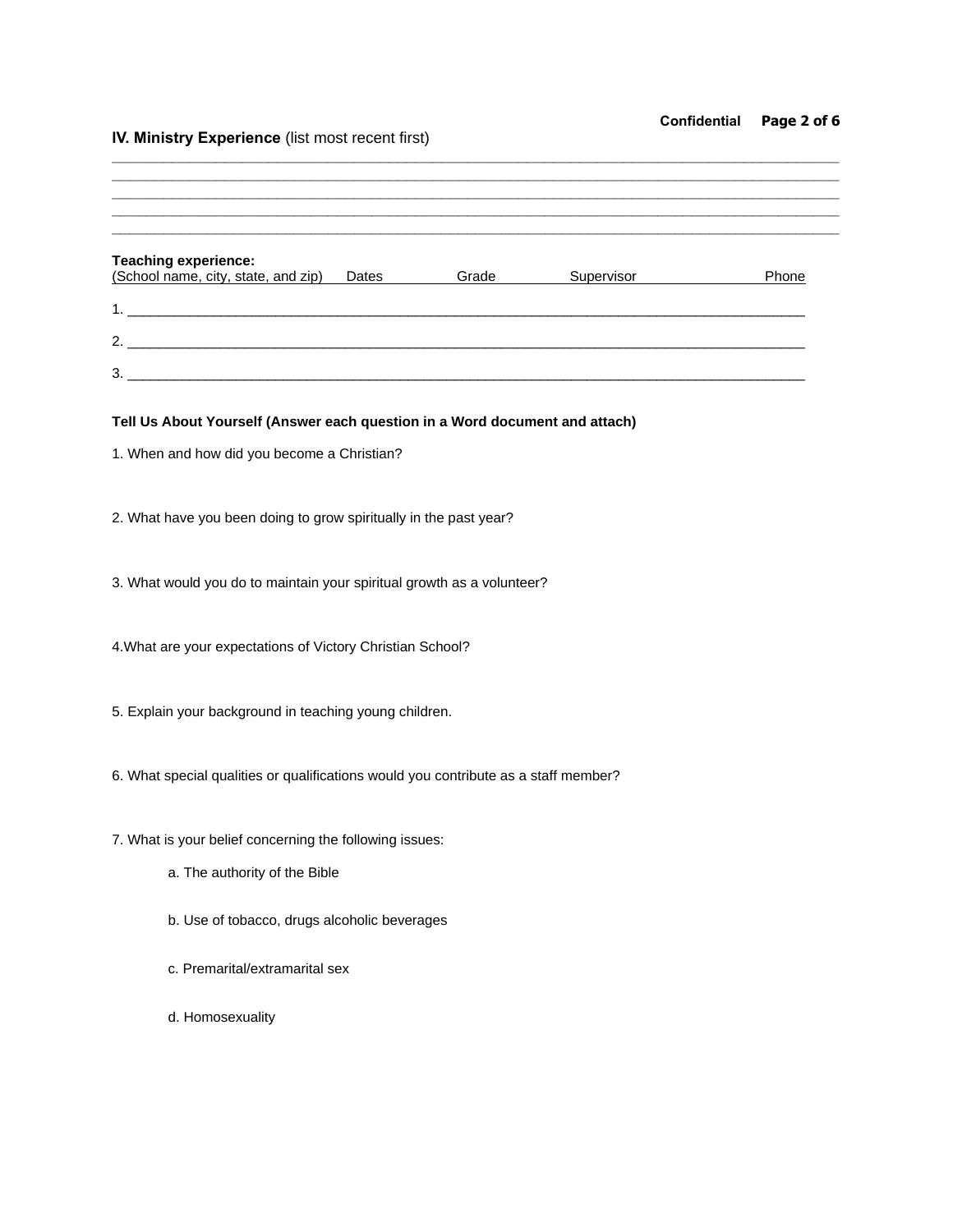## IV. Ministry Experience (list most recent first)

_______________________________________________________________________________________
_______________________________________________________________________________________
_______________________________________________________________________________________
_______________________________________________________________________________________
_______________________________________________________________________________________

**Teaching experience:**

| (School name, city, state, and zip) | Dates | Grade | Supervisor | Phone |
|---|---|---|---|---|
| 1. | | | | |
| 2. | | | | |
| 3. | | | | |

**Tell Us About Yourself (Answer each question in a Word document and attach)**

1. When and how did you become a Christian?

2. What have you been doing to grow spiritually in the past year?

3. What would you do to maintain your spiritual growth as a volunteer?

4.What are your expectations of Victory Christian School?

5. Explain your background in teaching young children.

6. What special qualities or qualifications would you contribute as a staff member?

7. What is your belief concerning the following issues:

   a. The authority of the Bible

   b. Use of tobacco, drugs alcoholic beverages

   c. Premarital/extramarital sex

   d. Homosexuality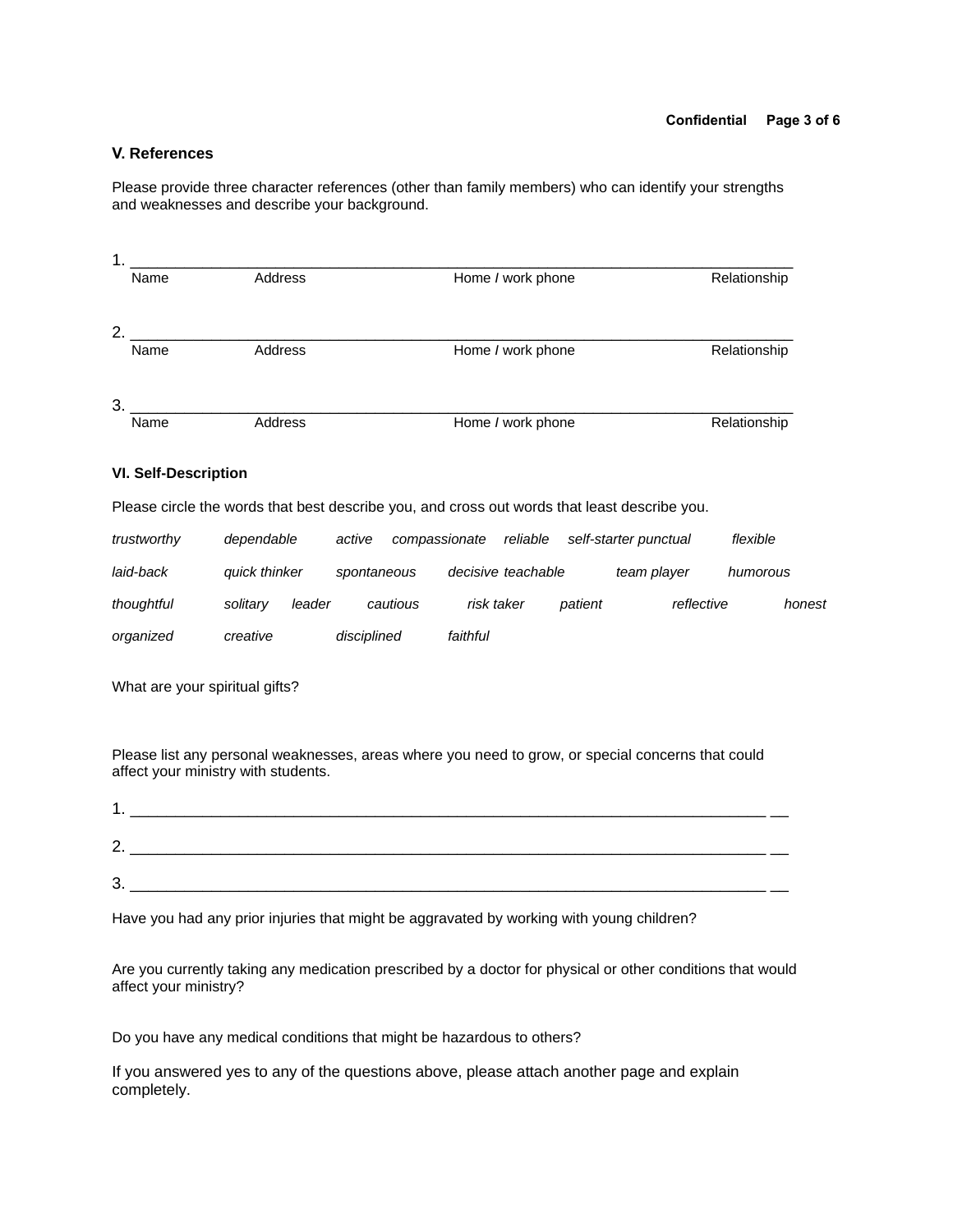## V. References

Please provide three character references (other than family members) who can identify your strengths and weaknesses and describe your background.

1. ______________________________________________________________________________
   Name    Address    Home / work phone    Relationship

2. ______________________________________________________________________________
   Name    Address    Home / work phone    Relationship

3. ______________________________________________________________________________
   Name    Address    Home / work phone    Relationship

### VI. Self-Description

Please circle the words that best describe you, and cross out words that least describe you.

*trustworthy*    *dependable*    *active*    *compassionate*    *reliable*    *self-starter*    *punctual*    *flexible*

*laid-back*    *quick thinker*    *spontaneous*    *decisive*    *teachable*    *team player*    *humorous*

*thoughtful*    *solitary*    *leader*    *cautious*    *risk taker*    *patient*    *reflective*    *honest*

*organized*    *creative*    *disciplined*    *faithful*

What are your spiritual gifts?

Please list any personal weaknesses, areas where you need to grow, or special concerns that could affect your ministry with students.

1. ______________________________________________________________________________

2. ______________________________________________________________________________

3. ______________________________________________________________________________

Have you had any prior injuries that might be aggravated by working with young children?

Are you currently taking any medication prescribed by a doctor for physical or other conditions that would affect your ministry?

Do you have any medical conditions that might be hazardous to others?

If you answered yes to any of the questions above, please attach another page and explain completely.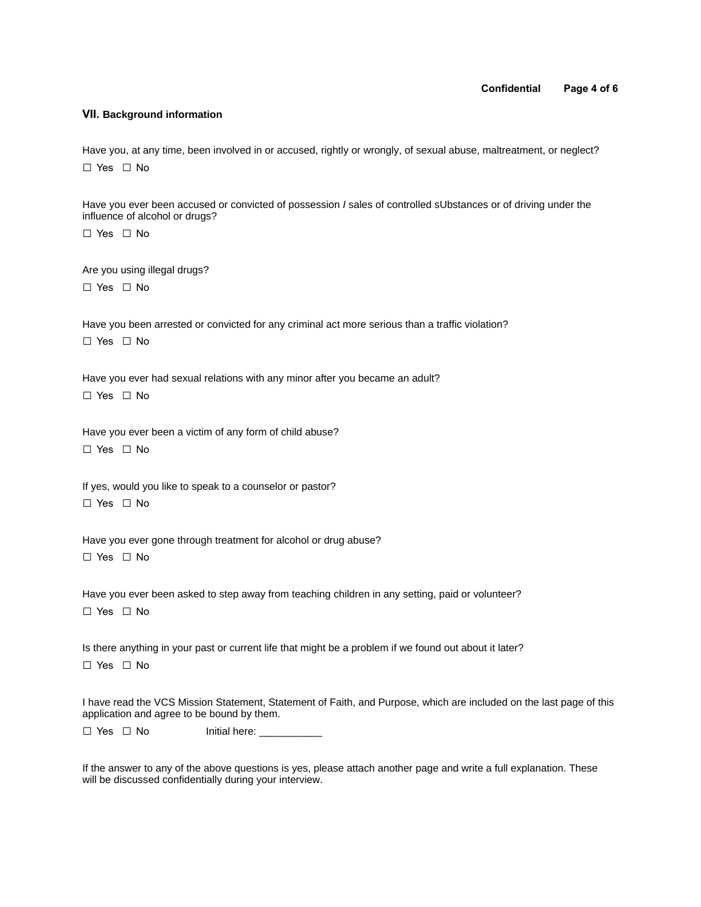## VII. Background information

Have you, at any time, been involved in or accused, rightly or wrongly, of sexual abuse, maltreatment, or neglect?

☐ Yes ☐ No

Have you ever been accused or convicted of possession / sales of controlled sUbstances or of driving under the influence of alcohol or drugs?

☐ Yes ☐ No

Are you using illegal drugs?

☐ Yes ☐ No

Have you been arrested or convicted for any criminal act more serious than a traffic violation?

☐ Yes ☐ No

Have you ever had sexual relations with any minor after you became an adult?

☐ Yes ☐ No

Have you ever been a victim of any form of child abuse?

☐ Yes ☐ No

If yes, would you like to speak to a counselor or pastor?

☐ Yes ☐ No

Have you ever gone through treatment for alcohol or drug abuse?

☐ Yes ☐ No

Have you ever been asked to step away from teaching children in any setting, paid or volunteer?

☐ Yes ☐ No

Is there anything in your past or current life that might be a problem if we found out about it later?

☐ Yes ☐ No

I have read the VCS Mission Statement, Statement of Faith, and Purpose, which are included on the last page of this application and agree to be bound by them.

☐ Yes ☐ No Initial here: ___________

If the answer to any of the above questions is yes, please attach another page and write a full explanation. These will be discussed confidentially during your interview.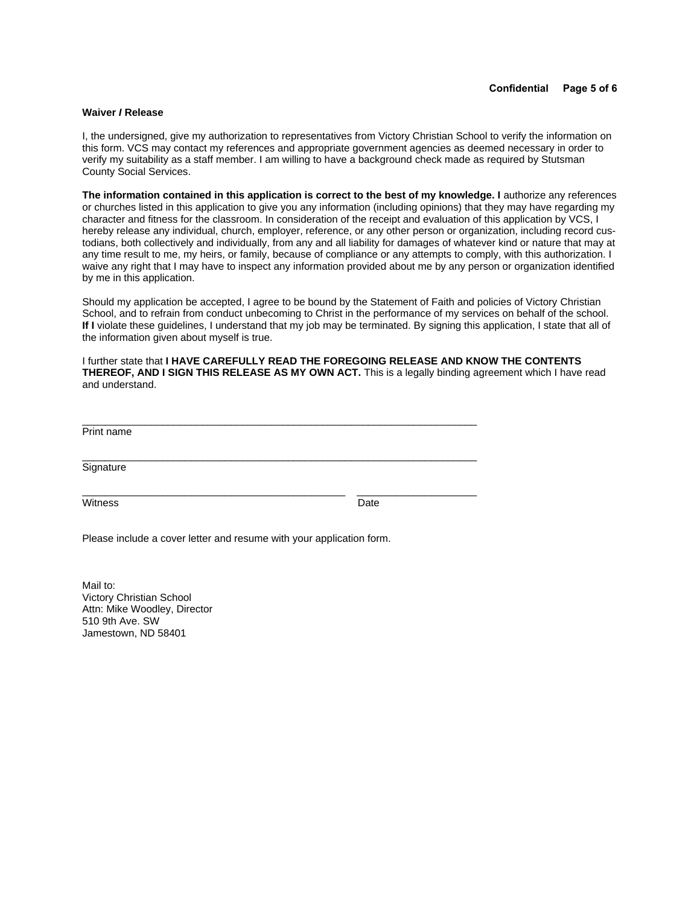**Waiver / Release**

I, the undersigned, give my authorization to representatives from Victory Christian School to verify the information on this form. VCS may contact my references and appropriate government agencies as deemed necessary in order to verify my suitability as a staff member. I am willing to have a background check made as required by Stutsman County Social Services.

**The information contained in this application is correct to the best of my knowledge. I** authorize any references or churches listed in this application to give you any information (including opinions) that they may have regarding my character and fitness for the classroom. In consideration of the receipt and evaluation of this application by VCS, I hereby release any individual, church, employer, reference, or any other person or organization, including record custodians, both collectively and individually, from any and all liability for damages of whatever kind or nature that may at any time result to me, my heirs, or family, because of compliance or any attempts to comply, with this authorization. I waive any right that I may have to inspect any information provided about me by any person or organization identified by me in this application.

Should my application be accepted, I agree to be bound by the Statement of Faith and policies of Victory Christian School, and to refrain from conduct unbecoming to Christ in the performance of my services on behalf of the school. **If I** violate these guidelines, I understand that my job may be terminated. By signing this application, I state that all of the information given about myself is true.

I further state that **I HAVE CAREFULLY READ THE FOREGOING RELEASE AND KNOW THE CONTENTS THEREOF, AND I SIGN THIS RELEASE AS MY OWN ACT.** This is a legally binding agreement which I have read and understand.

______________________________________________________________________
Print name

______________________________________________________________________
Signature

_______________________________________________ _____________________
Witness Date

Please include a cover letter and resume with your application form.

Mail to:
Victory Christian School
Attn: Mike Woodley, Director
510 9th Ave. SW
Jamestown, ND 58401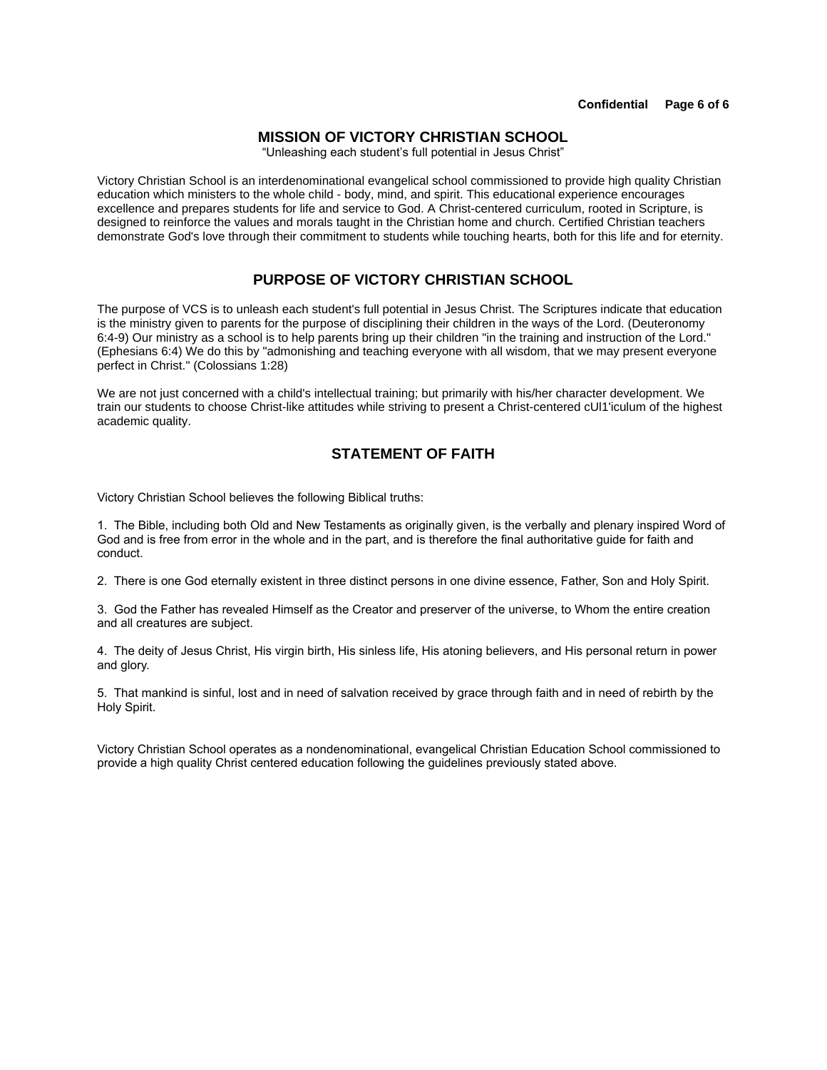## MISSION OF VICTORY CHRISTIAN SCHOOL

"Unleashing each student's full potential in Jesus Christ"

Victory Christian School is an interdenominational evangelical school commissioned to provide high quality Christian education which ministers to the whole child - body, mind, and spirit. This educational experience encourages excellence and prepares students for life and service to God. A Christ-centered curriculum, rooted in Scripture, is designed to reinforce the values and morals taught in the Christian home and church. Certified Christian teachers demonstrate God's love through their commitment to students while touching hearts, both for this life and for eternity.

## PURPOSE OF VICTORY CHRISTIAN SCHOOL

The purpose of VCS is to unleash each student's full potential in Jesus Christ. The Scriptures indicate that education is the ministry given to parents for the purpose of disciplining their children in the ways of the Lord. (Deuteronomy 6:4-9) Our ministry as a school is to help parents bring up their children "in the training and instruction of the Lord." (Ephesians 6:4) We do this by "admonishing and teaching everyone with all wisdom, that we may present everyone perfect in Christ." (Colossians 1:28)

We are not just concerned with a child's intellectual training; but primarily with his/her character development. We train our students to choose Christ-like attitudes while striving to present a Christ-centered cUl1'iculum of the highest academic quality.

## STATEMENT OF FAITH

Victory Christian School believes the following Biblical truths:

1. The Bible, including both Old and New Testaments as originally given, is the verbally and plenary inspired Word of God and is free from error in the whole and in the part, and is therefore the final authoritative guide for faith and conduct.

2. There is one God eternally existent in three distinct persons in one divine essence, Father, Son and Holy Spirit.

3. God the Father has revealed Himself as the Creator and preserver of the universe, to Whom the entire creation and all creatures are subject.

4. The deity of Jesus Christ, His virgin birth, His sinless life, His atoning believers, and His personal return in power and glory.

5. That mankind is sinful, lost and in need of salvation received by grace through faith and in need of rebirth by the Holy Spirit.

Victory Christian School operates as a nondenominational, evangelical Christian Education School commissioned to provide a high quality Christ centered education following the guidelines previously stated above.